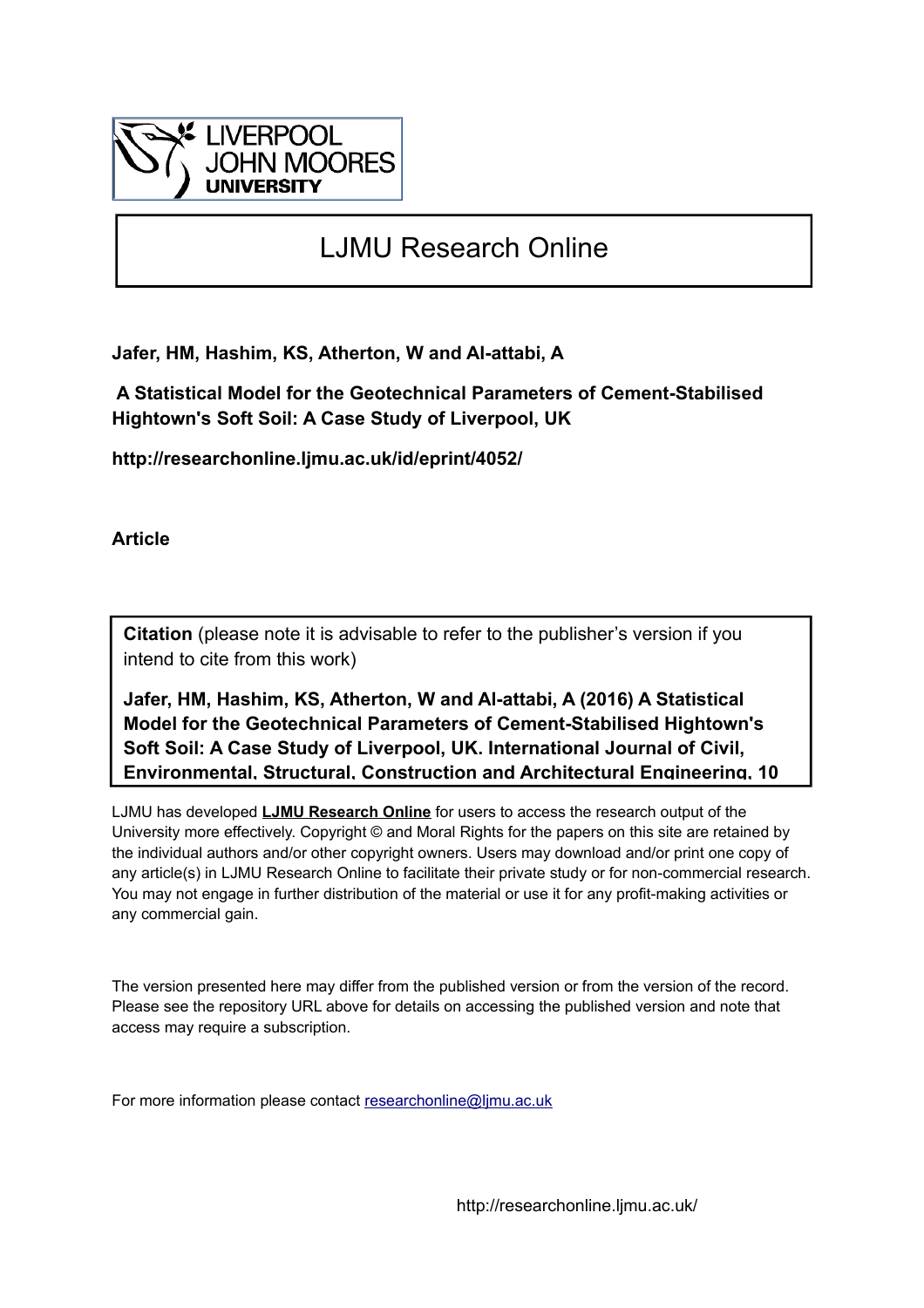LIVERPOOL JOHN MOORES UNIVERSITY

# LJMU Research Online

**Jafer, HM, Hashim, KS, Atherton, W and Al-attabi, A**

**A Statistical Model for the Geotechnical Parameters of Cement-Stabilised Hightown's Soft Soil: A Case Study of Liverpool, UK**

**http://researchonline.ljmu.ac.uk/id/eprint/4052/**

**Article**

**Citation** (please note it is advisable to refer to the publisher's version if you intend to cite from this work)

**Jafer, HM, Hashim, KS, Atherton, W and Al-attabi, A (2016) A Statistical Model for the Geotechnical Parameters of Cement-Stabilised Hightown's Soft Soil: A Case Study of Liverpool, UK. International Journal of Civil, Environmental, Structural, Construction and Architectural Engineering, 10**

LJMU has developed **LJMU Research Online** for users to access the research output of the University more effectively. Copyright © and Moral Rights for the papers on this site are retained by the individual authors and/or other copyright owners. Users may download and/or print one copy of any article(s) in LJMU Research Online to facilitate their private study or for non-commercial research. You may not engage in further distribution of the material or use it for any profit-making activities or any commercial gain.

The version presented here may differ from the published version or from the version of the record. Please see the repository URL above for details on accessing the published version and note that access may require a subscription.

For more information please contact researchonline@ljmu.ac.uk

http://researchonline.ljmu.ac.uk/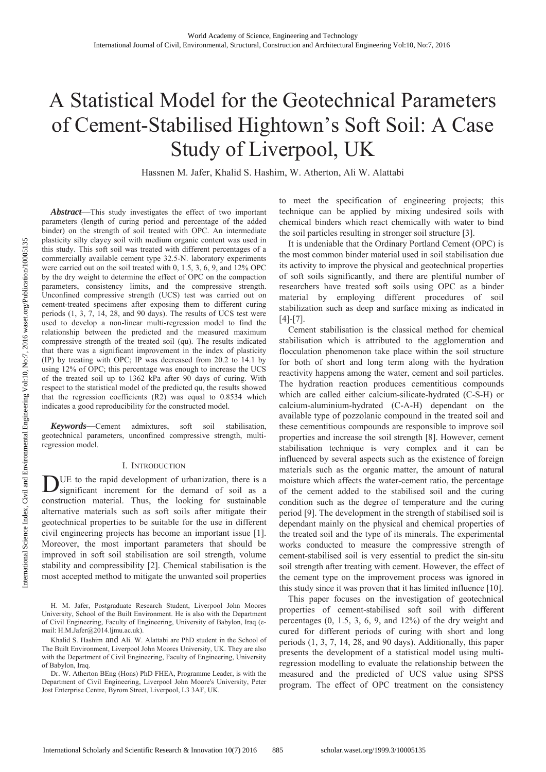# A Statistical Model for the Geotechnical Parameters of Cement-Stabilised Hightown's Soft Soil: A Case Study of Liverpool, UK

Hassnen M. Jafer, Khalid S. Hashim, W. Atherton, Ali W. Alattabi

***Abstract*****—**This study investigates the effect of two important parameters (length of curing period and percentage of the added binder) on the strength of soil treated with OPC. An intermediate plasticity silty clayey soil with medium organic content was used in this study. This soft soil was treated with different percentages of a commercially available cement type 32.5-N. laboratory experiments were carried out on the soil treated with 0, 1.5, 3, 6, 9, and 12% OPC by the dry weight to determine the effect of OPC on the compaction parameters, consistency limits, and the compressive strength. Unconfined compressive strength (UCS) test was carried out on cement-treated specimens after exposing them to different curing periods (1, 3, 7, 14, 28, and 90 days). The results of UCS test were used to develop a non-linear multi-regression model to find the relationship between the predicted and the measured maximum compressive strength of the treated soil (qu). The results indicated that there was a significant improvement in the index of plasticity (IP) by treating with OPC; IP was decreased from 20.2 to 14.1 by using 12% of OPC; this percentage was enough to increase the UCS of the treated soil up to 1362 kPa after 90 days of curing. With respect to the statistical model of the predicted qu, the results showed that the regression coefficients (R2) was equal to 0.8534 which indicates a good reproducibility for the constructed model.

***Keywords*****—**Cement admixtures, soft soil stabilisation, geotechnical parameters, unconfined compressive strength, multi-regression model.

## I. Introduction

Due to the rapid development of urbanization, there is a significant increment for the demand of soil as a construction material. Thus, the looking for sustainable alternative materials such as soft soils after mitigate their geotechnical properties to be suitable for the use in different civil engineering projects has become an important issue [1]. Moreover, the most important parameters that should be improved in soft soil stabilisation are soil strength, volume stability and compressibility [2]. Chemical stabilisation is the most accepted method to mitigate the unwanted soil properties to meet the specification of engineering projects; this technique can be applied by mixing undesired soils with chemical binders which react chemically with water to bind the soil particles resulting in stronger soil structure [3].

It is undeniable that the Ordinary Portland Cement (OPC) is the most common binder material used in soil stabilisation due its activity to improve the physical and geotechnical properties of soft soils significantly, and there are plentiful number of researchers have treated soft soils using OPC as a binder material by employing different procedures of soil stabilization such as deep and surface mixing as indicated in [4]-[7].

Cement stabilisation is the classical method for chemical stabilisation which is attributed to the agglomeration and flocculation phenomenon take place within the soil structure for both of short and long term along with the hydration reactivity happens among the water, cement and soil particles. The hydration reaction produces cementitious compounds which are called either calcium-silicate-hydrated (C-S-H) or calcium-aluminium-hydrated (C-A-H) dependant on the available type of pozzolanic compound in the treated soil and these cementitious compounds are responsible to improve soil properties and increase the soil strength [8]. However, cement stabilisation technique is very complex and it can be influenced by several aspects such as the existence of foreign materials such as the organic matter, the amount of natural moisture which affects the water-cement ratio, the percentage of the cement added to the stabilised soil and the curing condition such as the degree of temperature and the curing period [9]. The development in the strength of stabilised soil is dependant mainly on the physical and chemical properties of the treated soil and the type of its minerals. The experimental works conducted to measure the compressive strength of cement-stabilised soil is very essential to predict the sin-situ soil strength after treating with cement. However, the effect of the cement type on the improvement process was ignored in this study since it was proven that it has limited influence [10].

This paper focuses on the investigation of geotechnical properties of cement-stabilised soft soil with different percentages (0, 1.5, 3, 6, 9, and 12%) of the dry weight and cured for different periods of curing with short and long periods (1, 3, 7, 14, 28, and 90 days). Additionally, this paper presents the development of a statistical model using multi-regression modelling to evaluate the relationship between the measured and the predicted of UCS value using SPSS program. The effect of OPC treatment on the consistency

H. M. Jafer, Postgraduate Research Student, Liverpool John Moores University, School of the Built Environment. He is also with the Department of Civil Engineering, Faculty of Engineering, University of Babylon, Iraq (e-mail: H.M.Jafer@2014.ljmu.ac.uk).

Khalid S. Hashim and Ali. W. Alattabi are PhD student in the School of The Built Environment, Liverpool John Moores University, UK. They are also with the Department of Civil Engineering, Faculty of Engineering, University of Babylon, Iraq.

Dr. W. Atherton BEng (Hons) PhD FHEA, Programme Leader, is with the Department of Civil Engineering, Liverpool John Moore's University, Peter Jost Enterprise Centre, Byrom Street, Liverpool, L3 3AF, UK.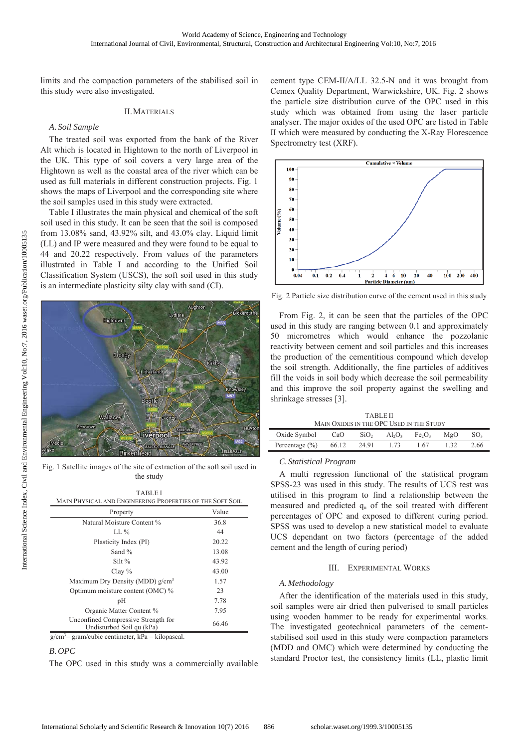limits and the compaction parameters of the stabilised soil in this study were also investigated.

## II. Materials

### A. Soil Sample

The treated soil was exported from the bank of the River Alt which is located in Hightown to the north of Liverpool in the UK. This type of soil covers a very large area of the Hightown as well as the coastal area of the river which can be used as full materials in different construction projects. Fig. 1 shows the maps of Liverpool and the corresponding site where the soil samples used in this study were extracted.

Table I illustrates the main physical and chemical of the soft soil used in this study. It can be seen that the soil is composed from 13.08% sand, 43.92% silt, and 43.0% clay. Liquid limit (LL) and IP were measured and they were found to be equal to 44 and 20.22 respectively. From values of the parameters illustrated in Table I and according to the Unified Soil Classification System (USCS), the soft soil used in this study is an intermediate plasticity silty clay with sand (CI).

Fig. 1 Satellite images of the site of extraction of the soft soil used in the study

TABLE I
MAIN PHYSICAL AND ENGINEERING PROPERTIES OF THE SOFT SOIL

| Property | Value |
|---|---|
| Natural Moisture Content % | 36.8 |
| LL % | 44 |
| Plasticity Index (PI) | 20.22 |
| Sand % | 13.08 |
| Silt % | 43.92 |
| Clay % | 43.00 |
| Maximum Dry Density (MDD) g/cm$^3$ | 1.57 |
| Optimum moisture content (OMC) % | 23 |
| pH | 7.78 |
| Organic Matter Content % | 7.95 |
| Unconfined Compressive Strength for Undisturbed Soil qu (kPa) | 66.46 |

g/cm$^3$= gram/cubic centimeter, kPa = kilopascal.

### B. OPC

The OPC used in this study was a commercially available cement type CEM-II/A/LL 32.5-N and it was brought from Cemex Quality Department, Warwickshire, UK. Fig. 2 shows the particle size distribution curve of the OPC used in this study which was obtained from using the laser particle analyser. The major oxides of the used OPC are listed in Table II which were measured by conducting the X-Ray Florescence Spectrometry test (XRF).

Fig. 2 Particle size distribution curve of the cement used in this study

From Fig. 2, it can be seen that the particles of the OPC used in this study are ranging between 0.1 and approximately 50 micrometres which would enhance the pozzolanic reactivity between cement and soil particles and this increases the production of the cementitious compound which develop the soil strength. Additionally, the fine particles of additives fill the voids in soil body which decrease the soil permeability and this improve the soil property against the swelling and shrinkage stresses [3].

TABLE II
MAIN OXIDES IN THE OPC USED IN THE STUDY

| Oxide Symbol | CaO | $SiO_2$ | $Al_2O_3$ | $Fe_2O_3$ | MgO | $SO_3$ |
|---|---|---|---|---|---|---|
| Percentage (%) | 66.12 | 24.91 | 1.73 | 1.67 | 1.32 | 2.66 |

### C. Statistical Program

A multi regression functional of the statistical program SPSS-23 was used in this study. The results of UCS test was utilised in this program to find a relationship between the measured and predicted $q_u$ of the soil treated with different percentages of OPC and exposed to different curing period. SPSS was used to develop a new statistical model to evaluate UCS dependant on two factors (percentage of the added cement and the length of curing period)

## III. Experimental Works

### A. Methodology

After the identification of the materials used in this study, soil samples were air dried then pulverised to small particles using wooden hammer to be ready for experimental works. The investigated geotechnical parameters of the cement-stabilised soil used in this study were compaction parameters (MDD and OMC) which were determined by conducting the standard Proctor test, the consistency limits (LL, plastic limit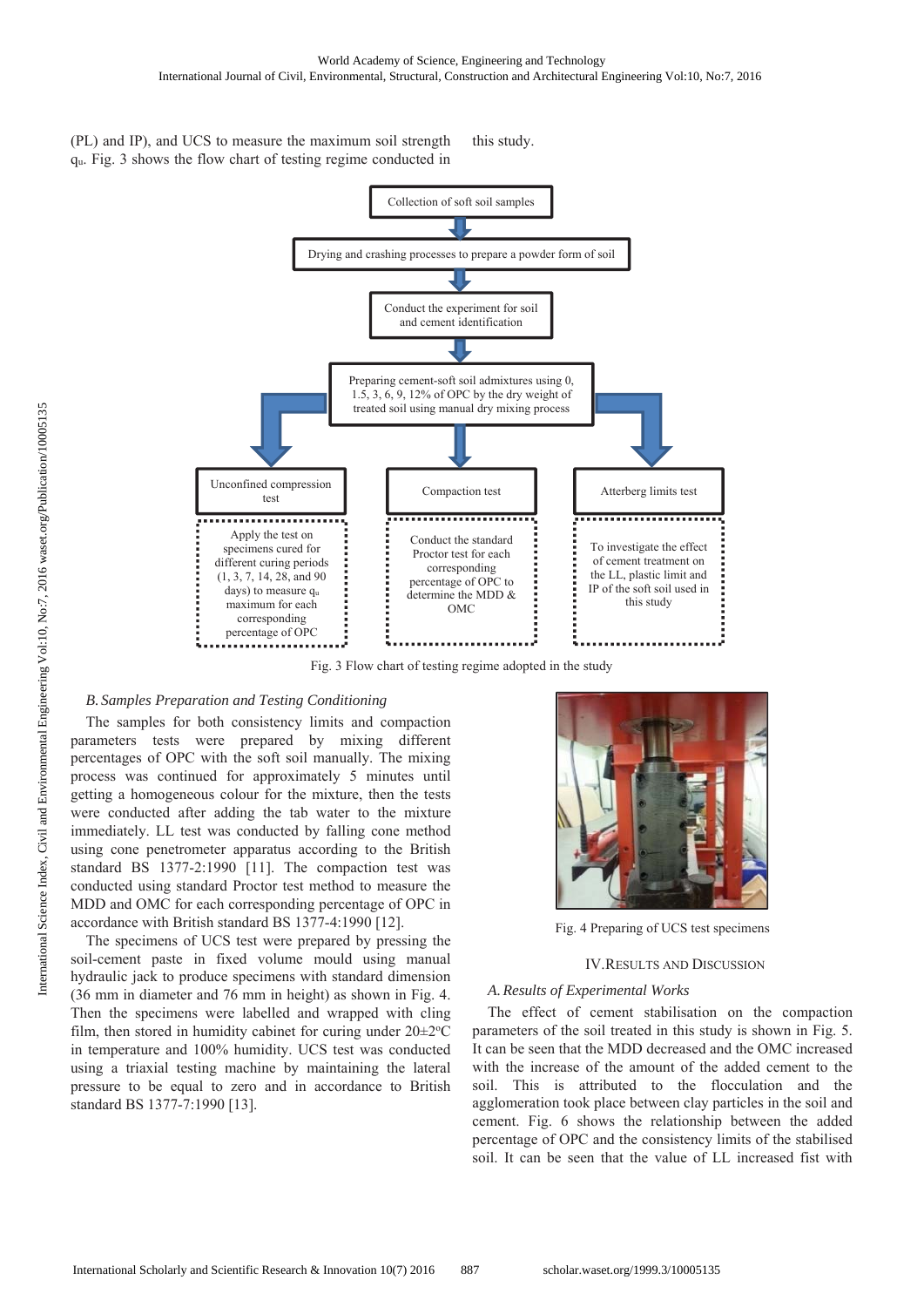(PL) and IP), and UCS to measure the maximum soil strength $q_u$. Fig. 3 shows the flow chart of testing regime conducted in this study.

Collection of soft soil samples

Drying and crashing processes to prepare a powder form of soil

Conduct the experiment for soil and cement identification

Preparing cement-soft soil admixtures using 0, 1.5, 3, 6, 9, 12% of OPC by the dry weight of treated soil using manual dry mixing process

Unconfined compression test — Apply the test on specimens cured for different curing periods (1, 3, 7, 14, 28, and 90 days) to measure $q_u$ maximum for each corresponding percentage of OPC

Compaction test — Conduct the standard Proctor test for each corresponding percentage of OPC to determine the MDD & OMC

Atterberg limits test — To investigate the effect of cement treatment on the LL, plastic limit and IP of the soft soil used in this study

Fig. 3 Flow chart of testing regime adopted in the study

### *B. Samples Preparation and Testing Conditioning*

The samples for both consistency limits and compaction parameters tests were prepared by mixing different percentages of OPC with the soft soil manually. The mixing process was continued for approximately 5 minutes until getting a homogeneous colour for the mixture, then the tests were conducted after adding the tab water to the mixture immediately. LL test was conducted by falling cone method using cone penetrometer apparatus according to the British standard BS 1377-2:1990 [11]. The compaction test was conducted using standard Proctor test method to measure the MDD and OMC for each corresponding percentage of OPC in accordance with British standard BS 1377-4:1990 [12].

The specimens of UCS test were prepared by pressing the soil-cement paste in fixed volume mould using manual hydraulic jack to produce specimens with standard dimension (36 mm in diameter and 76 mm in height) as shown in Fig. 4. Then the specimens were labelled and wrapped with cling film, then stored in humidity cabinet for curing under 20±2°C in temperature and 100% humidity. UCS test was conducted using a triaxial testing machine by maintaining the lateral pressure to be equal to zero and in accordance to British standard BS 1377-7:1990 [13].

Fig. 4 Preparing of UCS test specimens

## IV. Results and Discussion

### *A. Results of Experimental Works*

The effect of cement stabilisation on the compaction parameters of the soil treated in this study is shown in Fig. 5. It can be seen that the MDD decreased and the OMC increased with the increase of the amount of the added cement to the soil. This is attributed to the flocculation and the agglomeration took place between clay particles in the soil and cement. Fig. 6 shows the relationship between the added percentage of OPC and the consistency limits of the stabilised soil. It can be seen that the value of LL increased fist with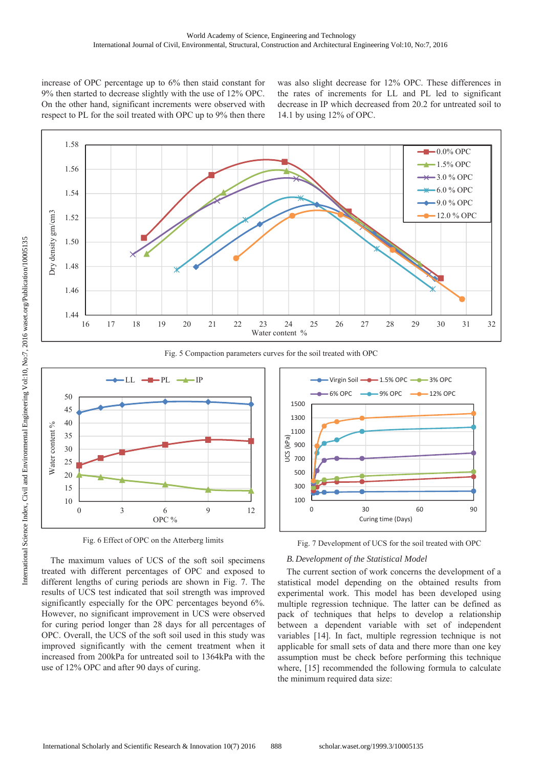increase of OPC percentage up to 6% then staid constant for 9% then started to decrease slightly with the use of 12% OPC. On the other hand, significant increments were observed with respect to PL for the soil treated with OPC up to 9% then there was also slight decrease for 12% OPC. These differences in the rates of increments for LL and PL led to significant decrease in IP which decreased from 20.2 for untreated soil to 14.1 by using 12% of OPC.

Fig. 5 Compaction parameters curves for the soil treated with OPC

Fig. 6 Effect of OPC on the Atterberg limits

Fig. 7 Development of UCS for the soil treated with OPC

The maximum values of UCS of the soft soil specimens treated with different percentages of OPC and exposed to different lengths of curing periods are shown in Fig. 7. The results of UCS test indicated that soil strength was improved significantly especially for the OPC percentages beyond 6%. However, no significant improvement in UCS were observed for curing period longer than 28 days for all percentages of OPC. Overall, the UCS of the soft soil used in this study was improved significantly with the cement treatment when it increased from 200kPa for untreated soil to 1364kPa with the use of 12% OPC and after 90 days of curing.

### *B. Development of the Statistical Model*

The current section of work concerns the development of a statistical model depending on the obtained results from experimental work. This model has been developed using multiple regression technique. The latter can be defined as pack of techniques that helps to develop a relationship between a dependent variable with set of independent variables [14]. In fact, multiple regression technique is not applicable for small sets of data and there more than one key assumption must be check before performing this technique where, [15] recommended the following formula to calculate the minimum required data size: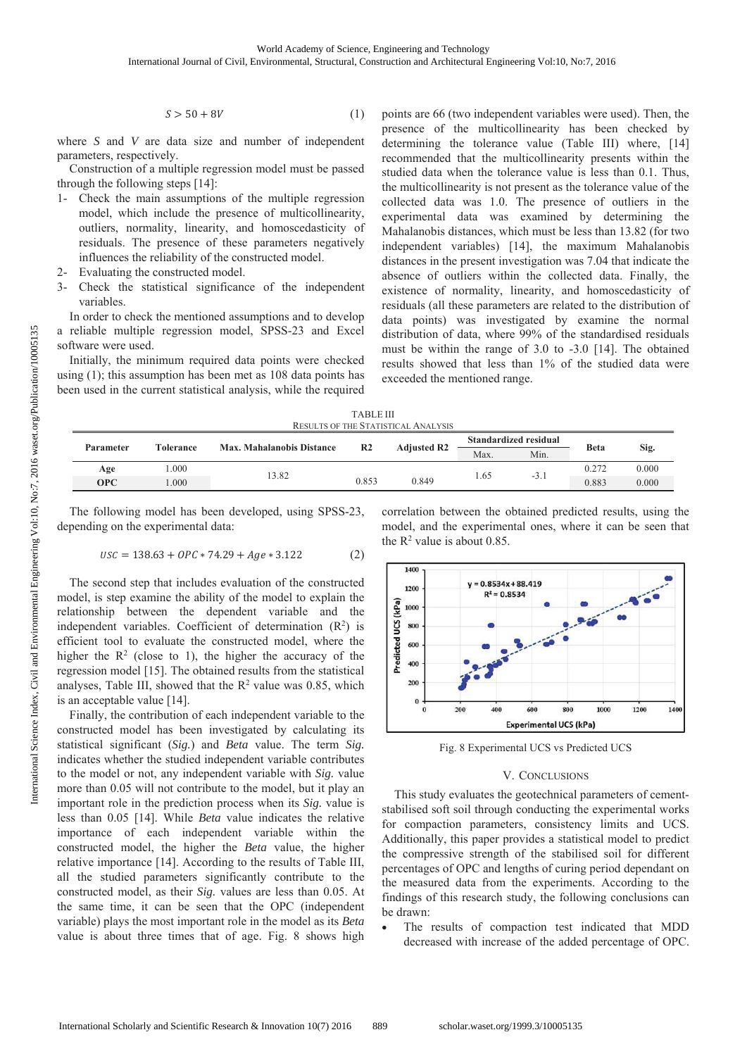$$S > 50 + 8V \tag{1}$$

where $S$ and $V$ are data size and number of independent parameters, respectively.

Construction of a multiple regression model must be passed through the following steps [14]:

1- Check the main assumptions of the multiple regression model, which include the presence of multicollinearity, outliers, normality, linearity, and homoscedasticity of residuals. The presence of these parameters negatively influences the reliability of the constructed model.
2- Evaluating the constructed model.
3- Check the statistical significance of the independent variables.

In order to check the mentioned assumptions and to develop a reliable multiple regression model, SPSS-23 and Excel software were used.

Initially, the minimum required data points were checked using (1); this assumption has been met as 108 data points has been used in the current statistical analysis, while the required points are 66 (two independent variables were used). Then, the presence of the multicollinearity has been checked by determining the tolerance value (Table III) where, [14] recommended that the multicollinearity presents within the studied data when the tolerance value is less than 0.1. Thus, the multicollinearity is not present as the tolerance value of the collected data was 1.0. The presence of outliers in the experimental data was examined by determining the Mahalanobis distances, which must be less than 13.82 (for two independent variables) [14], the maximum Mahalanobis distances in the present investigation was 7.04 that indicate the absence of outliers within the collected data. Finally, the existence of normality, linearity, and homoscedasticity of residuals (all these parameters are related to the distribution of data points) was investigated by examine the normal distribution of data, where 99% of the standardised residuals must be within the range of 3.0 to -3.0 [14]. The obtained results showed that less than 1% of the studied data were exceeded the mentioned range.

TABLE III
RESULTS OF THE STATISTICAL ANALYSIS

| Parameter | Tolerance | Max. Mahalanobis Distance | R2 | Adjusted R2 | Standardized residual | | Beta | Sig. |
|---|---|---|---|---|---|---|---|---|
| | | | | | Max. | Min. | | |
| Age | 1.000 | 13.82 | 0.853 | 0.849 | 1.65 | -3.1 | 0.272 | 0.000 |
| OPC | 1.000 | | | | | | 0.883 | 0.000 |

The following model has been developed, using SPSS-23, depending on the experimental data:

$$USC = 138.63 + OPC * 74.29 + Age * 3.122 \tag{2}$$

The second step that includes evaluation of the constructed model, is step examine the ability of the model to explain the relationship between the dependent variable and the independent variables. Coefficient of determination ($R^2$) is efficient tool to evaluate the constructed model, where the higher the $R^2$ (close to 1), the higher the accuracy of the regression model [15]. The obtained results from the statistical analyses, Table III, showed that the $R^2$ value was 0.85, which is an acceptable value [14].

Finally, the contribution of each independent variable to the constructed model has been investigated by calculating its statistical significant (*Sig.*) and *Beta* value. The term *Sig.* indicates whether the studied independent variable contributes to the model or not, any independent variable with *Sig.* value more than 0.05 will not contribute to the model, but it play an important role in the prediction process when its *Sig.* value is less than 0.05 [14]. While *Beta* value indicates the relative importance of each independent variable within the constructed model, the higher the *Beta* value, the higher relative importance [14]. According to the results of Table III, all the studied parameters significantly contribute to the constructed model, as their *Sig.* values are less than 0.05. At the same time, it can be seen that the OPC (independent variable) plays the most important role in the model as its *Beta* value is about three times that of age. Fig. 8 shows high correlation between the obtained predicted results, using the model, and the experimental ones, where it can be seen that the $R^2$ value is about 0.85.

Fig. 8 Experimental UCS vs Predicted UCS

## V. CONCLUSIONS

This study evaluates the geotechnical parameters of cement-stabilised soft soil through conducting the experimental works for compaction parameters, consistency limits and UCS. Additionally, this paper provides a statistical model to predict the compressive strength of the stabilised soil for different percentages of OPC and lengths of curing period dependant on the measured data from the experiments. According to the findings of this research study, the following conclusions can be drawn:

- The results of compaction test indicated that MDD decreased with increase of the added percentage of OPC.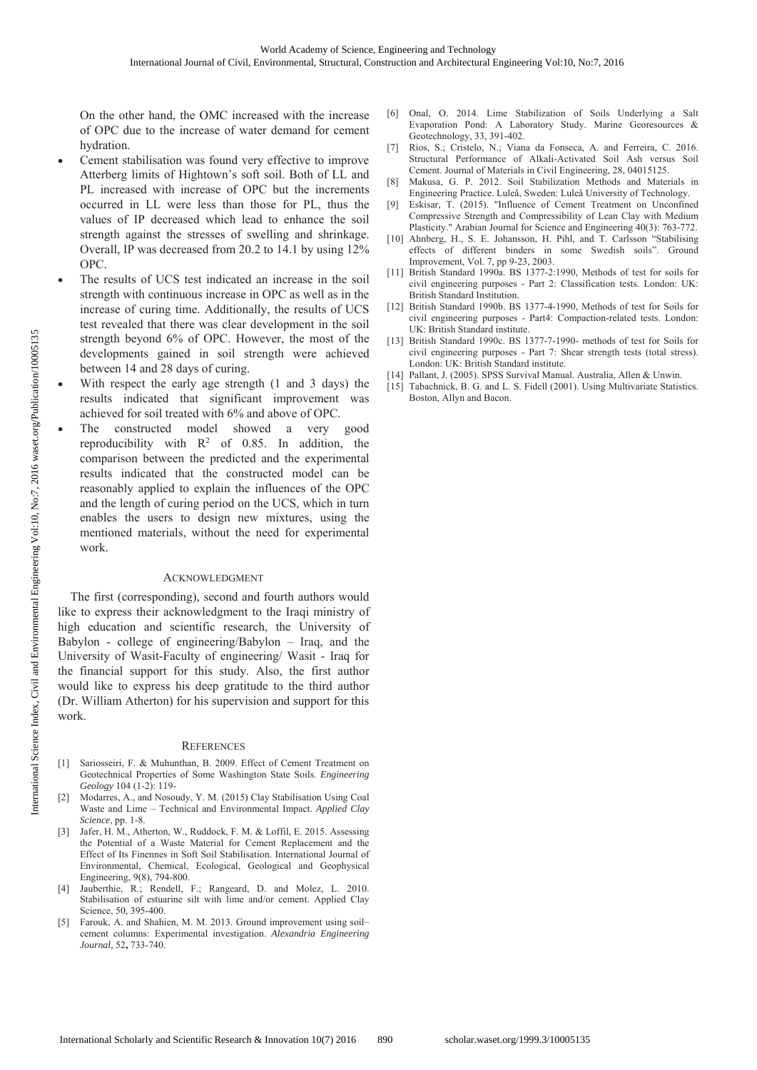On the other hand, the OMC increased with the increase of OPC due to the increase of water demand for cement hydration.

- Cement stabilisation was found very effective to improve Atterberg limits of Hightown's soft soil. Both of LL and PL increased with increase of OPC but the increments occurred in LL were less than those for PL, thus the values of IP decreased which lead to enhance the soil strength against the stresses of swelling and shrinkage. Overall, IP was decreased from 20.2 to 14.1 by using 12% OPC.
- The results of UCS test indicated an increase in the soil strength with continuous increase in OPC as well as in the increase of curing time. Additionally, the results of UCS test revealed that there was clear development in the soil strength beyond 6% of OPC. However, the most of the developments gained in soil strength were achieved between 14 and 28 days of curing.
- With respect the early age strength (1 and 3 days) the results indicated that significant improvement was achieved for soil treated with 6% and above of OPC.
- The constructed model showed a very good reproducibility with $R^2$ of 0.85. In addition, the comparison between the predicted and the experimental results indicated that the constructed model can be reasonably applied to explain the influences of the OPC and the length of curing period on the UCS, which in turn enables the users to design new mixtures, using the mentioned materials, without the need for experimental work.

## Acknowledgment

The first (corresponding), second and fourth authors would like to express their acknowledgment to the Iraqi ministry of high education and scientific research, the University of Babylon - college of engineering/Babylon – Iraq, and the University of Wasit-Faculty of engineering/ Wasit - Iraq for the financial support for this study. Also, the first author would like to express his deep gratitude to the third author (Dr. William Atherton) for his supervision and support for this work.

## References

[1] Sariosseiri, F. & Muhunthan, B. 2009. Effect of Cement Treatment on Geotechnical Properties of Some Washington State Soils. *Engineering Geology* 104 (1-2): 119-

[2] Modarres, A., and Nosoudy, Y. M. (2015) Clay Stabilisation Using Coal Waste and Lime – Technical and Environmental Impact. *Applied Clay Science*, pp. 1-8.

[3] Jafer, H. M., Atherton, W., Ruddock, F. M. & Loffil, E. 2015. Assessing the Potential of a Waste Material for Cement Replacement and the Effect of Its Finennes in Soft Soil Stabilisation. International Journal of Environmental, Chemical, Ecological, Geological and Geophysical Engineering, 9(8), 794-800.

[4] Jauberthie, R.; Rendell, F.; Rangeard, D. and Molez, L. 2010. Stabilisation of estuarine silt with lime and/or cement. Applied Clay Science, 50, 395-400.

[5] Farouk, A. and Shahien, M. M. 2013. Ground improvement using soil–cement columns: Experimental investigation. *Alexandria Engineering Journal*, 52**,** 733-740.

[6] Onal, O. 2014. Lime Stabilization of Soils Underlying a Salt Evaporation Pond: A Laboratory Study. Marine Georesources & Geotechnology, 33, 391-402.

[7] Rios, S.; Cristelo, N.; Viana da Fonseca, A. and Ferreira, C. 2016. Structural Performance of Alkali-Activated Soil Ash versus Soil Cement. Journal of Materials in Civil Engineering, 28, 04015125.

[8] Makusa, G. P. 2012. Soil Stabilization Methods and Materials in Engineering Practice. Luleå, Sweden: Luleå University of Technology.

[9] Eskisar, T. (2015). "Influence of Cement Treatment on Unconfined Compressive Strength and Compressibility of Lean Clay with Medium Plasticity." Arabian Journal for Science and Engineering 40(3): 763-772.

[10] Ahnberg, H., S. E. Johansson, H. Pihl, and T. Carlsson "Stabilising effects of different binders in some Swedish soils". Ground Improvement, Vol. 7, pp 9-23, 2003.

[11] British Standard 1990a. BS 1377-2:1990, Methods of test for soils for civil engineering purposes - Part 2: Classification tests. London: UK: British Standard Institution.

[12] British Standard 1990b. BS 1377-4-1990, Methods of test for Soils for civil engineering purposes - Part4: Compaction-related tests. London: UK: British Standard institute.

[13] British Standard 1990c. BS 1377-7-1990- methods of test for Soils for civil engineering purposes - Part 7: Shear strength tests (total stress). London: UK: British Standard institute.

[14] Pallant, J. (2005). SPSS Survival Manual. Australia, Allen & Unwin.

[15] Tabachnick, B. G. and L. S. Fidell (2001). Using Multivariate Statistics. Boston, Allyn and Bacon.